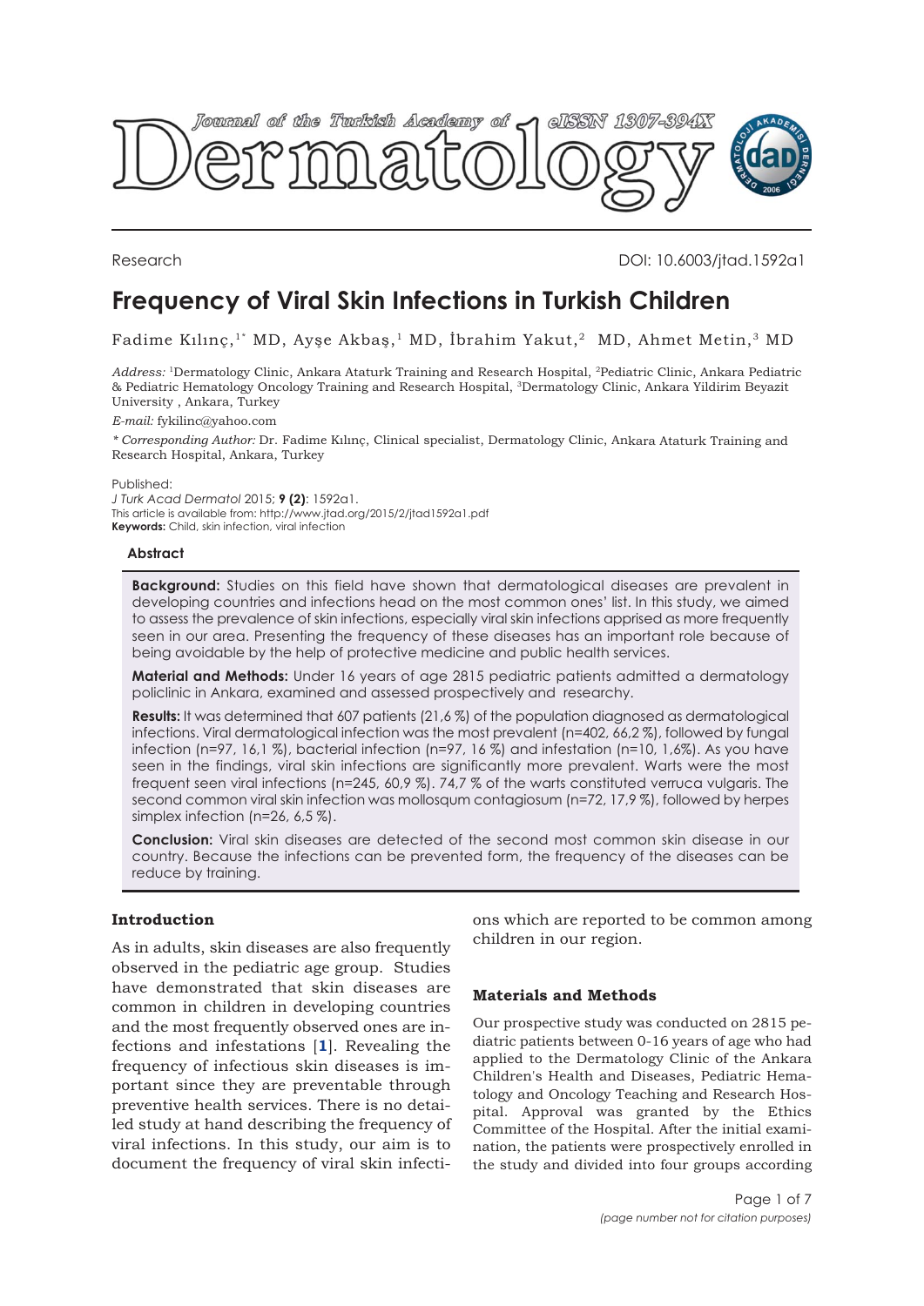Research

DOI: 10.6003/jtad.1592a1

# Frequency of Viral Skin Infections in Turkish Children

Fadime Kılınç,[1*] MD, Ayşe Akbaş,[1] MD, İbrahim Yakut,[2] MD, Ahmet Metin,[3] MD

*Address:* [1]Dermatology Clinic, Ankara Ataturk Training and Research Hospital, [2]Pediatric Clinic, Ankara Pediatric & Pediatric Hematology Oncology Training and Research Hospital, [3]Dermatology Clinic, Ankara Yildirim Beyazit University , Ankara, Turkey

*E-mail:* fykilinc@yahoo.com

*\* Corresponding Author:* Dr. Fadime Kılınç, Clinical specialist, Dermatology Clinic, Ankara Ataturk Training and Research Hospital, Ankara, Turkey

Published:
*J Turk Acad Dermatol* 2015; **9 (2)**: 1592a1.
This article is available from: http://www.jtad.org/2015/2/jtad1592a1.pdf
**Keywords:** Child, skin infection, viral infection

## Abstract

**Background:** Studies on this field have shown that dermatological diseases are prevalent in developing countries and infections head on the most common ones' list. In this study, we aimed to assess the prevalence of skin infections, especially viral skin infections apprised as more frequently seen in our area. Presenting the frequency of these diseases has an important role because of being avoidable by the help of protective medicine and public health services.

**Material and Methods:** Under 16 years of age 2815 pediatric patients admitted a dermatology policlinic in Ankara, examined and assessed prospectively and researchy.

**Results:** It was determined that 607 patients (21,6 %) of the population diagnosed as dermatological infections. Viral dermatological infection was the most prevalent (n=402, 66,2 %), followed by fungal infection (n=97, 16,1 %), bacterial infection (n=97, 16 %) and infestation (n=10, 1,6%). As you have seen in the findings, viral skin infections are significantly more prevalent. Warts were the most frequent seen viral infections (n=245, 60,9 %). 74,7 % of the warts constituted verruca vulgaris. The second common viral skin infection was mollosqum contagiosum (n=72, 17,9 %), followed by herpes simplex infection (n=26, 6,5 %).

**Conclusion:** Viral skin diseases are detected of the second most common skin disease in our country. Because the infections can be prevented form, the frequency of the diseases can be reduce by training.

## Introduction

As in adults, skin diseases are also frequently observed in the pediatric age group. Studies have demonstrated that skin diseases are common in children in developing countries and the most frequently observed ones are infections and infestations [1]. Revealing the frequency of infectious skin diseases is important since they are preventable through preventive health services. There is no detailed study at hand describing the frequency of viral infections. In this study, our aim is to document the frequency of viral skin infections which are reported to be common among children in our region.

## Materials and Methods

Our prospective study was conducted on 2815 pediatric patients between 0-16 years of age who had applied to the Dermatology Clinic of the Ankara Children's Health and Diseases, Pediatric Hematology and Oncology Teaching and Research Hospital. Approval was granted by the Ethics Committee of the Hospital. After the initial examination, the patients were prospectively enrolled in the study and divided into four groups according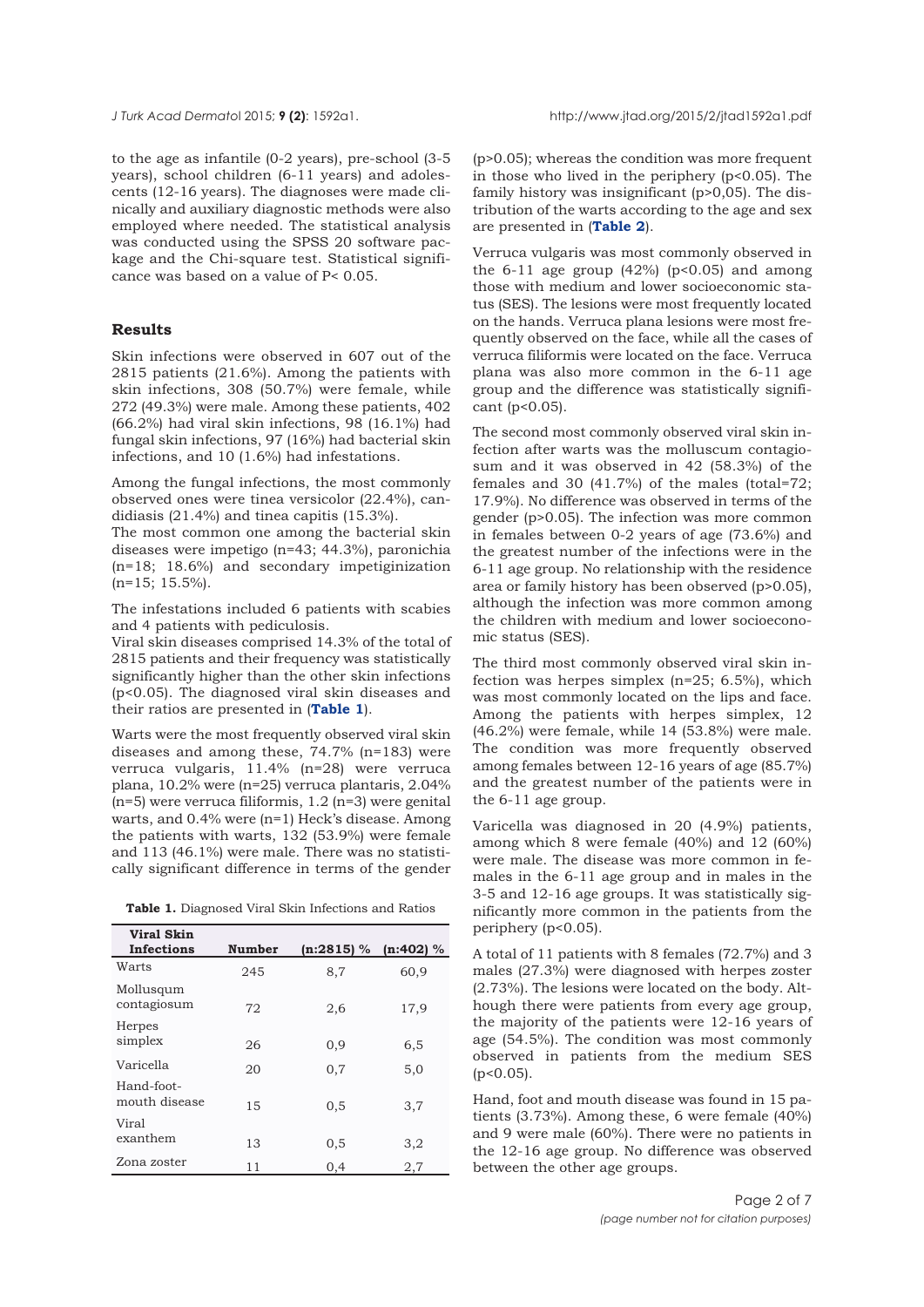to the age as infantile (0-2 years), pre-school (3-5 years), school children (6-11 years) and adolescents (12-16 years). The diagnoses were made clinically and auxiliary diagnostic methods were also employed where needed. The statistical analysis was conducted using the SPSS 20 software package and the Chi-square test. Statistical significance was based on a value of $P < 0.05$.

## Results

Skin infections were observed in 607 out of the 2815 patients (21.6%). Among the patients with skin infections, 308 (50.7%) were female, while 272 (49.3%) were male. Among these patients, 402 (66.2%) had viral skin infections, 98 (16.1%) had fungal skin infections, 97 (16%) had bacterial skin infections, and 10 (1.6%) had infestations.

Among the fungal infections, the most commonly observed ones were tinea versicolor (22.4%), candidiasis (21.4%) and tinea capitis (15.3%).

The most common one among the bacterial skin diseases were impetigo (n=43; 44.3%), paronichia (n=18; 18.6%) and secondary impetiginization (n=15; 15.5%).

The infestations included 6 patients with scabies and 4 patients with pediculosis.

Viral skin diseases comprised 14.3% of the total of 2815 patients and their frequency was statistically significantly higher than the other skin infections ($p<0.05$). The diagnosed viral skin diseases and their ratios are presented in (**Table 1**).

Warts were the most frequently observed viral skin diseases and among these, 74.7% (n=183) were verruca vulgaris, 11.4% (n=28) were verruca plana, 10.2% were (n=25) verruca plantaris, 2.04% (n=5) were verruca filiformis, 1.2 (n=3) were genital warts, and 0.4% were (n=1) Heck's disease. Among the patients with warts, 132 (53.9%) were female and 113 (46.1%) were male. There was no statistically significant difference in terms of the gender ($p>0.05$); whereas the condition was more frequent in those who lived in the periphery ($p<0.05$). The family history was insignificant ($p>0,05$). The distribution of the warts according to the age and sex are presented in (**Table 2**).

**Table 1.** Diagnosed Viral Skin Infections and Ratios

| Viral Skin Infections | Number | (n:2815) % | (n:402) % |
|---|---|---|---|
| Warts | 245 | 8,7 | 60,9 |
| Mollusqum contagiosum | 72 | 2,6 | 17,9 |
| Herpes simplex | 26 | 0,9 | 6,5 |
| Varicella | 20 | 0,7 | 5,0 |
| Hand-foot-mouth disease | 15 | 0,5 | 3,7 |
| Viral exanthem | 13 | 0,5 | 3,2 |
| Zona zoster | 11 | 0,4 | 2,7 |

Verruca vulgaris was most commonly observed in the 6-11 age group (42%) ($p<0.05$) and among those with medium and lower socioeconomic status (SES). The lesions were most frequently located on the hands. Verruca plana lesions were most frequently observed on the face, while all the cases of verruca filiformis were located on the face. Verruca plana was also more common in the 6-11 age group and the difference was statistically significant ($p<0.05$).

The second most commonly observed viral skin infection after warts was the molluscum contagiosum and it was observed in 42 (58.3%) of the females and 30 (41.7%) of the males (total=72; 17.9%). No difference was observed in terms of the gender ($p>0.05$). The infection was more common in females between 0-2 years of age (73.6%) and the greatest number of the infections were in the 6-11 age group. No relationship with the residence area or family history has been observed ($p>0.05$), although the infection was more common among the children with medium and lower socioeconomic status (SES).

The third most commonly observed viral skin infection was herpes simplex (n=25; 6.5%), which was most commonly located on the lips and face. Among the patients with herpes simplex, 12 (46.2%) were female, while 14 (53.8%) were male. The condition was more frequently observed among females between 12-16 years of age (85.7%) and the greatest number of the patients were in the 6-11 age group.

Varicella was diagnosed in 20 (4.9%) patients, among which 8 were female (40%) and 12 (60%) were male. The disease was more common in females in the 6-11 age group and in males in the 3-5 and 12-16 age groups. It was statistically significantly more common in the patients from the periphery ($p<0.05$).

A total of 11 patients with 8 females (72.7%) and 3 males (27.3%) were diagnosed with herpes zoster (2.73%). The lesions were located on the body. Although there were patients from every age group, the majority of the patients were 12-16 years of age (54.5%). The condition was most commonly observed in patients from the medium SES ($p<0.05$).

Hand, foot and mouth disease was found in 15 patients (3.73%). Among these, 6 were female (40%) and 9 were male (60%). There were no patients in the 12-16 age group. No difference was observed between the other age groups.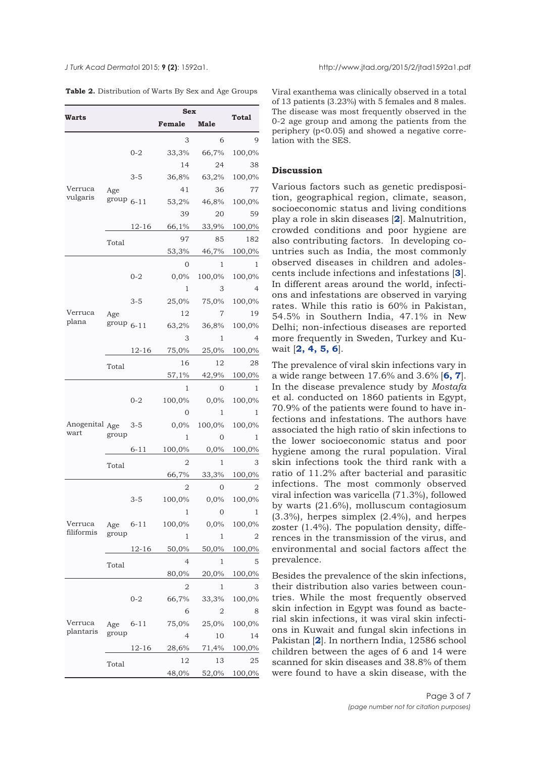**Table 2.** Distribution of Warts By Sex and Age Groups

| Warts | | | Sex | | Total |
|---|---|---|---|---|---|
| | | | Female | Male | |
| Verruca vulgaris | Age group | 0-2 | 3 | 6 | 9 |
| | | | 33,3% | 66,7% | 100,0% |
| | | 3-5 | 14 | 24 | 38 |
| | | | 36,8% | 63,2% | 100,0% |
| | | 6-11 | 41 | 36 | 77 |
| | | | 53,2% | 46,8% | 100,0% |
| | | 12-16 | 39 | 20 | 59 |
| | | | 66,1% | 33,9% | 100,0% |
| | Total | | 97 | 85 | 182 |
| | | | 53,3% | 46,7% | 100,0% |
| Verruca plana | Age group | 0-2 | 0 | 1 | 1 |
| | | | 0,0% | 100,0% | 100,0% |
| | | 3-5 | 1 | 3 | 4 |
| | | | 25,0% | 75,0% | 100,0% |
| | | 6-11 | 12 | 7 | 19 |
| | | | 63,2% | 36,8% | 100,0% |
| | | 12-16 | 3 | 1 | 4 |
| | | | 75,0% | 25,0% | 100,0% |
| | Total | | 16 | 12 | 28 |
| | | | 57,1% | 42,9% | 100,0% |
| Anogenital wart | Age group | 0-2 | 1 | 0 | 1 |
| | | | 100,0% | 0,0% | 100,0% |
| | | 3-5 | 0 | 1 | 1 |
| | | | 0,0% | 100,0% | 100,0% |
| | | 6-11 | 1 | 0 | 1 |
| | | | 100,0% | 0,0% | 100,0% |
| | Total | | 2 | 1 | 3 |
| | | | 66,7% | 33,3% | 100,0% |
| Verruca filiformis | Age group | 3-5 | 2 | 0 | 2 |
| | | | 100,0% | 0,0% | 100,0% |
| | | 6-11 | 1 | 0 | 1 |
| | | | 100,0% | 0,0% | 100,0% |
| | | 12-16 | 1 | 1 | 2 |
| | | | 50,0% | 50,0% | 100,0% |
| | Total | | 4 | 1 | 5 |
| | | | 80,0% | 20,0% | 100,0% |
| Verruca plantaris | Age group | 0-2 | 2 | 1 | 3 |
| | | | 66,7% | 33,3% | 100,0% |
| | | 6-11 | 6 | 2 | 8 |
| | | | 75,0% | 25,0% | 100,0% |
| | | 12-16 | 4 | 10 | 14 |
| | | | 28,6% | 71,4% | 100,0% |
| | Total | | 12 | 13 | 25 |
| | | | 48,0% | 52,0% | 100,0% |

Viral exanthema was clinically observed in a total of 13 patients (3.23%) with 5 females and 8 males. The disease was most frequently observed in the 0-2 age group and among the patients from the periphery ($p<0.05$) and showed a negative correlation with the SES.

## Discussion

Various factors such as genetic predisposition, geographical region, climate, season, socioeconomic status and living conditions play a role in skin diseases [**2**]. Malnutrition, crowded conditions and poor hygiene are also contributing factors. In developing countries such as India, the most commonly observed diseases in children and adolescents include infections and infestations [**3**]. In different areas around the world, infections and infestations are observed in varying rates. While this ratio is 60% in Pakistan, 54.5% in Southern India, 47.1% in New Delhi; non-infectious diseases are reported more frequently in Sweden, Turkey and Kuwait [**2, 4, 5, 6**].

The prevalence of viral skin infections vary in a wide range between 17.6% and 3.6% [**6, 7**]. In the disease prevalence study by *Mostafa* et al. conducted on 1860 patients in Egypt, 70.9% of the patients were found to have infections and infestations. The authors have associated the high ratio of skin infections to the lower socioeconomic status and poor hygiene among the rural population. Viral skin infections took the third rank with a ratio of 11.2% after bacterial and parasitic infections. The most commonly observed viral infection was varicella (71.3%), followed by warts (21.6%), molluscum contagiosum (3.3%), herpes simplex (2.4%), and herpes zoster (1.4%). The population density, differences in the transmission of the virus, and environmental and social factors affect the prevalence.

Besides the prevalence of the skin infections, their distribution also varies between countries. While the most frequently observed skin infection in Egypt was found as bacterial skin infections, it was viral skin infections in Kuwait and fungal skin infections in Pakistan [**2**]. In northern India, 12586 school children between the ages of 6 and 14 were scanned for skin diseases and 38.8% of them were found to have a skin disease, with the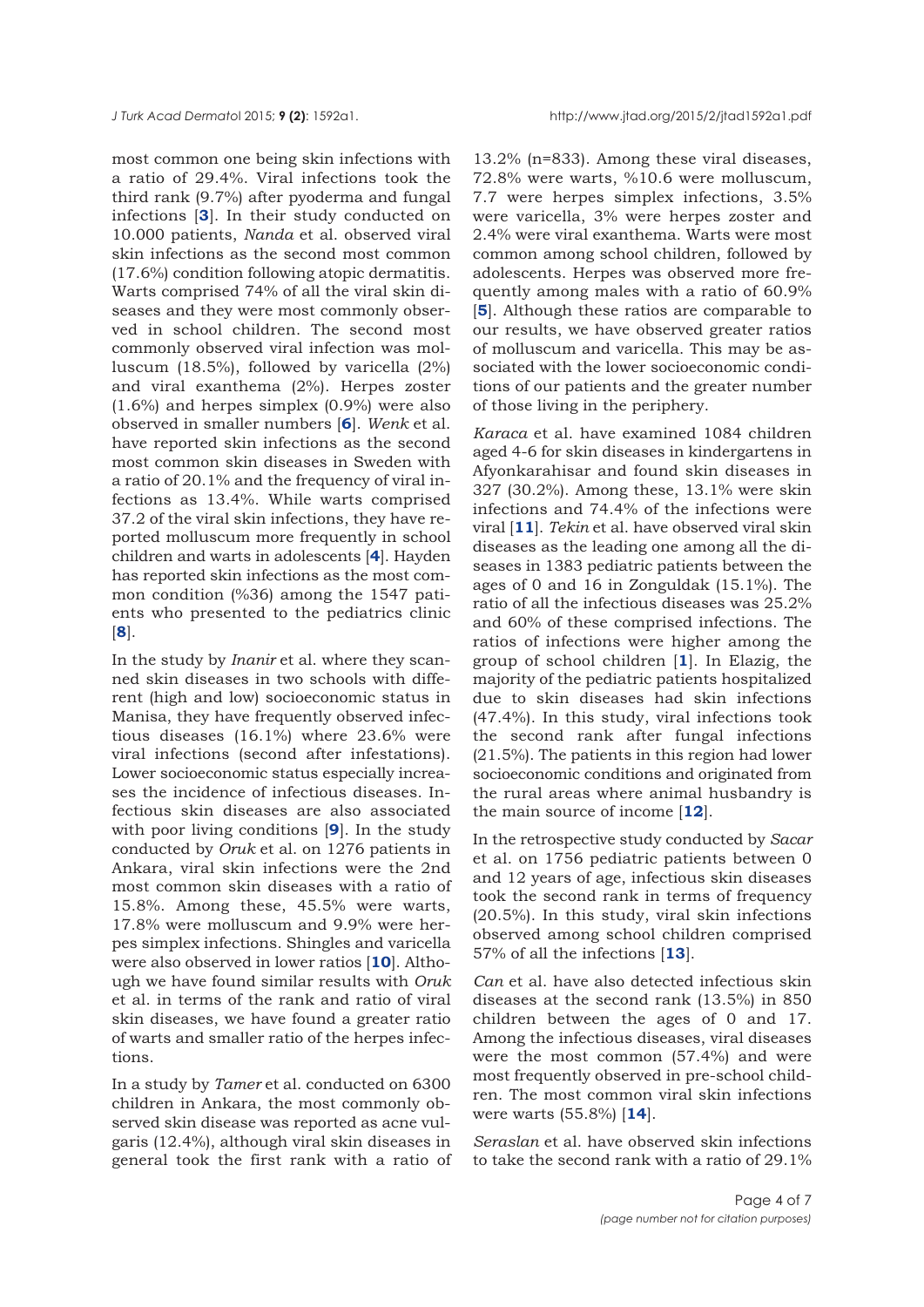most common one being skin infections with a ratio of 29.4%. Viral infections took the third rank (9.7%) after pyoderma and fungal infections [**3**]. In their study conducted on 10.000 patients, *Nanda* et al. observed viral skin infections as the second most common (17.6%) condition following atopic dermatitis. Warts comprised 74% of all the viral skin diseases and they were most commonly observed in school children. The second most commonly observed viral infection was molluscum (18.5%), followed by varicella (2%) and viral exanthema (2%). Herpes zoster (1.6%) and herpes simplex (0.9%) were also observed in smaller numbers [**6**]. *Wenk* et al. have reported skin infections as the second most common skin diseases in Sweden with a ratio of 20.1% and the frequency of viral infections as 13.4%. While warts comprised 37.2 of the viral skin infections, they have reported molluscum more frequently in school children and warts in adolescents [**4**]. Hayden has reported skin infections as the most common condition (%36) among the 1547 patients who presented to the pediatrics clinic [**8**].

In the study by *Inanir* et al. where they scanned skin diseases in two schools with different (high and low) socioeconomic status in Manisa, they have frequently observed infectious diseases (16.1%) where 23.6% were viral infections (second after infestations). Lower socioeconomic status especially increases the incidence of infectious diseases. Infectious skin diseases are also associated with poor living conditions [**9**]. In the study conducted by *Oruk* et al. on 1276 patients in Ankara, viral skin infections were the 2nd most common skin diseases with a ratio of 15.8%. Among these, 45.5% were warts, 17.8% were molluscum and 9.9% were herpes simplex infections. Shingles and varicella were also observed in lower ratios [**10**]. Although we have found similar results with *Oruk* et al. in terms of the rank and ratio of viral skin diseases, we have found a greater ratio of warts and smaller ratio of the herpes infections.

In a study by *Tamer* et al. conducted on 6300 children in Ankara, the most commonly observed skin disease was reported as acne vulgaris (12.4%), although viral skin diseases in general took the first rank with a ratio of 13.2% (n=833). Among these viral diseases, 72.8% were warts, %10.6 were molluscum, 7.7 were herpes simplex infections, 3.5% were varicella, 3% were herpes zoster and 2.4% were viral exanthema. Warts were most common among school children, followed by adolescents. Herpes was observed more frequently among males with a ratio of 60.9% [**5**]. Although these ratios are comparable to our results, we have observed greater ratios of molluscum and varicella. This may be associated with the lower socioeconomic conditions of our patients and the greater number of those living in the periphery.

*Karaca* et al. have examined 1084 children aged 4-6 for skin diseases in kindergartens in Afyonkarahisar and found skin diseases in 327 (30.2%). Among these, 13.1% were skin infections and 74.4% of the infections were viral [**11**]. *Tekin* et al. have observed viral skin diseases as the leading one among all the diseases in 1383 pediatric patients between the ages of 0 and 16 in Zonguldak (15.1%). The ratio of all the infectious diseases was 25.2% and 60% of these comprised infections. The ratios of infections were higher among the group of school children [**1**]. In Elazig, the majority of the pediatric patients hospitalized due to skin diseases had skin infections (47.4%). In this study, viral infections took the second rank after fungal infections (21.5%). The patients in this region had lower socioeconomic conditions and originated from the rural areas where animal husbandry is the main source of income [**12**].

In the retrospective study conducted by *Sacar* et al. on 1756 pediatric patients between 0 and 12 years of age, infectious skin diseases took the second rank in terms of frequency (20.5%). In this study, viral skin infections observed among school children comprised 57% of all the infections [**13**].

*Can* et al. have also detected infectious skin diseases at the second rank (13.5%) in 850 children between the ages of 0 and 17. Among the infectious diseases, viral diseases were the most common (57.4%) and were most frequently observed in pre-school children. The most common viral skin infections were warts (55.8%) [**14**].

*Seraslan* et al. have observed skin infections to take the second rank with a ratio of 29.1%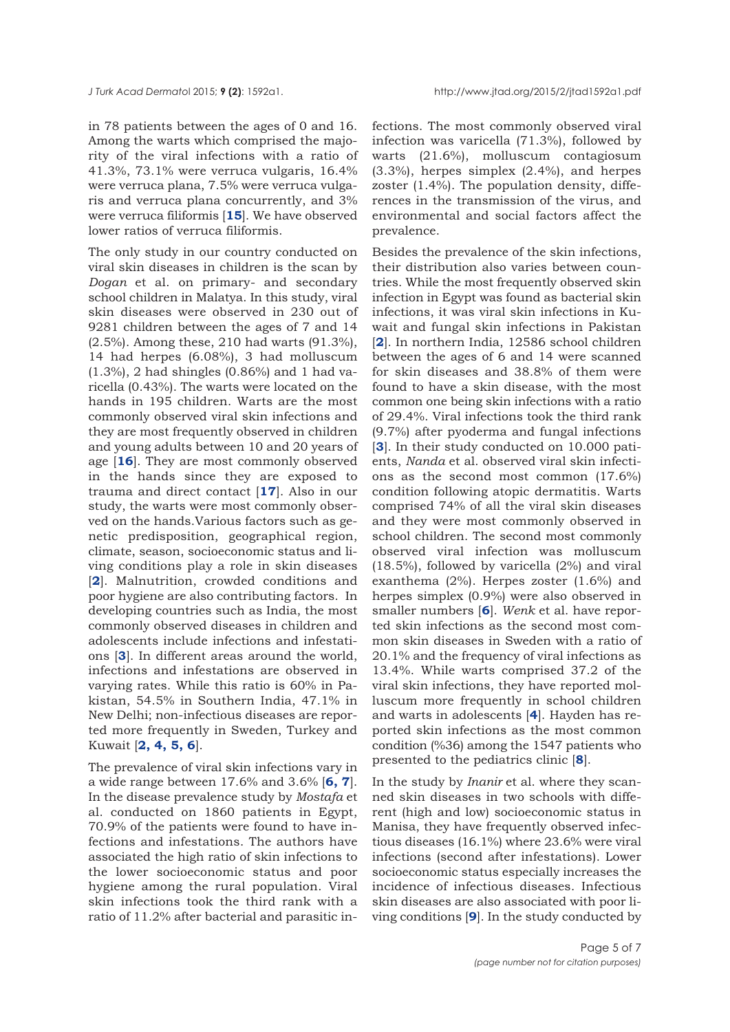in 78 patients between the ages of 0 and 16. Among the warts which comprised the majority of the viral infections with a ratio of 41.3%, 73.1% were verruca vulgaris, 16.4% were verruca plana, 7.5% were verruca vulgaris and verruca plana concurrently, and 3% were verruca filiformis [**15**]. We have observed lower ratios of verruca filiformis.

The only study in our country conducted on viral skin diseases in children is the scan by *Dogan* et al. on primary- and secondary school children in Malatya. In this study, viral skin diseases were observed in 230 out of 9281 children between the ages of 7 and 14 (2.5%). Among these, 210 had warts (91.3%), 14 had herpes (6.08%), 3 had molluscum (1.3%), 2 had shingles (0.86%) and 1 had varicella (0.43%). The warts were located on the hands in 195 children. Warts are the most commonly observed viral skin infections and they are most frequently observed in children and young adults between 10 and 20 years of age [**16**]. They are most commonly observed in the hands since they are exposed to trauma and direct contact [**17**]. Also in our study, the warts were most commonly observed on the hands.Various factors such as genetic predisposition, geographical region, climate, season, socioeconomic status and living conditions play a role in skin diseases [**2**]. Malnutrition, crowded conditions and poor hygiene are also contributing factors. In developing countries such as India, the most commonly observed diseases in children and adolescents include infections and infestations [**3**]. In different areas around the world, infections and infestations are observed in varying rates. While this ratio is 60% in Pakistan, 54.5% in Southern India, 47.1% in New Delhi; non-infectious diseases are reported more frequently in Sweden, Turkey and Kuwait [**2, 4, 5, 6**].

The prevalence of viral skin infections vary in a wide range between 17.6% and 3.6% [**6, 7**]. In the disease prevalence study by *Mostafa* et al. conducted on 1860 patients in Egypt, 70.9% of the patients were found to have infections and infestations. The authors have associated the high ratio of skin infections to the lower socioeconomic status and poor hygiene among the rural population. Viral skin infections took the third rank with a ratio of 11.2% after bacterial and parasitic infections. The most commonly observed viral infection was varicella (71.3%), followed by warts (21.6%), molluscum contagiosum (3.3%), herpes simplex (2.4%), and herpes zoster (1.4%). The population density, differences in the transmission of the virus, and environmental and social factors affect the prevalence.

Besides the prevalence of the skin infections, their distribution also varies between countries. While the most frequently observed skin infection in Egypt was found as bacterial skin infections, it was viral skin infections in Kuwait and fungal skin infections in Pakistan [**2**]. In northern India, 12586 school children between the ages of 6 and 14 were scanned for skin diseases and 38.8% of them were found to have a skin disease, with the most common one being skin infections with a ratio of 29.4%. Viral infections took the third rank (9.7%) after pyoderma and fungal infections [**3**]. In their study conducted on 10.000 patients, *Nanda* et al. observed viral skin infections as the second most common (17.6%) condition following atopic dermatitis. Warts comprised 74% of all the viral skin diseases and they were most commonly observed in school children. The second most commonly observed viral infection was molluscum (18.5%), followed by varicella (2%) and viral exanthema (2%). Herpes zoster (1.6%) and herpes simplex (0.9%) were also observed in smaller numbers [**6**]. *Wenk* et al. have reported skin infections as the second most common skin diseases in Sweden with a ratio of 20.1% and the frequency of viral infections as 13.4%. While warts comprised 37.2 of the viral skin infections, they have reported molluscum more frequently in school children and warts in adolescents [**4**]. Hayden has reported skin infections as the most common condition (%36) among the 1547 patients who presented to the pediatrics clinic [**8**].

In the study by *Inanir* et al. where they scanned skin diseases in two schools with different (high and low) socioeconomic status in Manisa, they have frequently observed infectious diseases (16.1%) where 23.6% were viral infections (second after infestations). Lower socioeconomic status especially increases the incidence of infectious diseases. Infectious skin diseases are also associated with poor living conditions [**9**]. In the study conducted by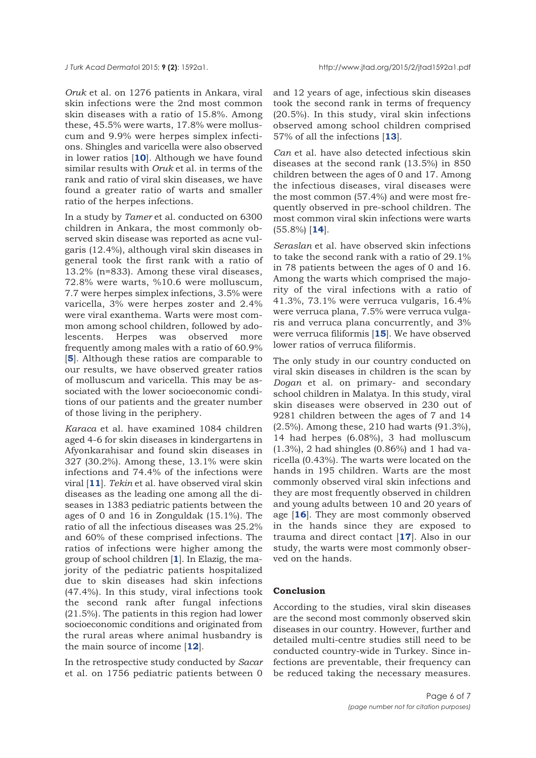*Oruk* et al. on 1276 patients in Ankara, viral skin infections were the 2nd most common skin diseases with a ratio of 15.8%. Among these, 45.5% were warts, 17.8% were molluscum and 9.9% were herpes simplex infections. Shingles and varicella were also observed in lower ratios [**10**]. Although we have found similar results with *Oruk* et al. in terms of the rank and ratio of viral skin diseases, we have found a greater ratio of warts and smaller ratio of the herpes infections.

In a study by *Tamer* et al. conducted on 6300 children in Ankara, the most commonly observed skin disease was reported as acne vulgaris (12.4%), although viral skin diseases in general took the first rank with a ratio of 13.2% (n=833). Among these viral diseases, 72.8% were warts, %10.6 were molluscum, 7.7 were herpes simplex infections, 3.5% were varicella, 3% were herpes zoster and 2.4% were viral exanthema. Warts were most common among school children, followed by adolescents. Herpes was observed more frequently among males with a ratio of 60.9% [**5**]. Although these ratios are comparable to our results, we have observed greater ratios of molluscum and varicella. This may be associated with the lower socioeconomic conditions of our patients and the greater number of those living in the periphery.

*Karaca* et al. have examined 1084 children aged 4-6 for skin diseases in kindergartens in Afyonkarahisar and found skin diseases in 327 (30.2%). Among these, 13.1% were skin infections and 74.4% of the infections were viral [**11**]. *Tekin* et al. have observed viral skin diseases as the leading one among all the diseases in 1383 pediatric patients between the ages of 0 and 16 in Zonguldak (15.1%). The ratio of all the infectious diseases was 25.2% and 60% of these comprised infections. The ratios of infections were higher among the group of school children [**1**]. In Elazig, the majority of the pediatric patients hospitalized due to skin diseases had skin infections (47.4%). In this study, viral infections took the second rank after fungal infections (21.5%). The patients in this region had lower socioeconomic conditions and originated from the rural areas where animal husbandry is the main source of income [**12**].

In the retrospective study conducted by *Sacar* et al. on 1756 pediatric patients between 0 and 12 years of age, infectious skin diseases took the second rank in terms of frequency (20.5%). In this study, viral skin infections observed among school children comprised 57% of all the infections [**13**].

*Can* et al. have also detected infectious skin diseases at the second rank (13.5%) in 850 children between the ages of 0 and 17. Among the infectious diseases, viral diseases were the most common (57.4%) and were most frequently observed in pre-school children. The most common viral skin infections were warts (55.8%) [**14**].

*Seraslan* et al. have observed skin infections to take the second rank with a ratio of 29.1% in 78 patients between the ages of 0 and 16. Among the warts which comprised the majority of the viral infections with a ratio of 41.3%, 73.1% were verruca vulgaris, 16.4% were verruca plana, 7.5% were verruca vulgaris and verruca plana concurrently, and 3% were verruca filiformis [**15**]. We have observed lower ratios of verruca filiformis.

The only study in our country conducted on viral skin diseases in children is the scan by *Dogan* et al. on primary- and secondary school children in Malatya. In this study, viral skin diseases were observed in 230 out of 9281 children between the ages of 7 and 14 (2.5%). Among these, 210 had warts (91.3%), 14 had herpes (6.08%), 3 had molluscum (1.3%), 2 had shingles (0.86%) and 1 had varicella (0.43%). The warts were located on the hands in 195 children. Warts are the most commonly observed viral skin infections and they are most frequently observed in children and young adults between 10 and 20 years of age [**16**]. They are most commonly observed in the hands since they are exposed to trauma and direct contact [**17**]. Also in our study, the warts were most commonly observed on the hands.

## Conclusion

According to the studies, viral skin diseases are the second most commonly observed skin diseases in our country. However, further and detailed multi-centre studies still need to be conducted country-wide in Turkey. Since infections are preventable, their frequency can be reduced taking the necessary measures.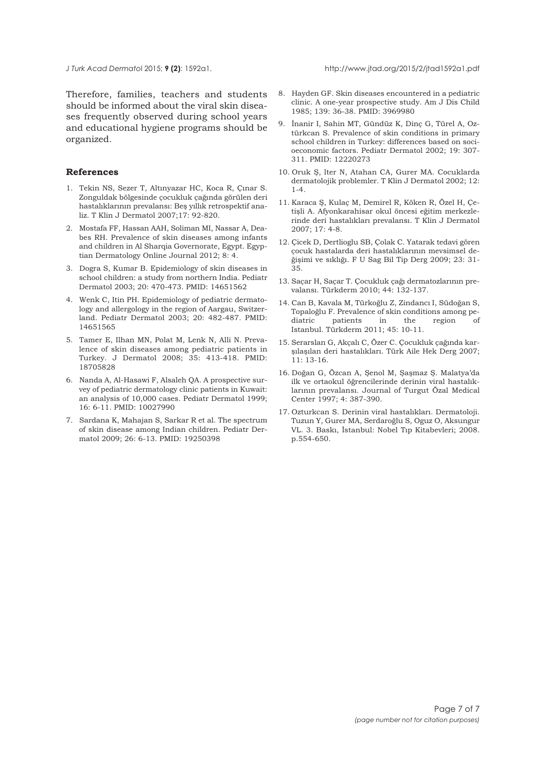Therefore, families, teachers and students should be informed about the viral skin diseases frequently observed during school years and educational hygiene programs should be organized.

## References

1. Tekin NS, Sezer T, Altınyazar HC, Koca R, Çınar S. Zonguldak bölgesinde çocukluk çağında görülen deri hastalıklarının prevalansı: Beş yıllık retrospektif analiz. T Klin J Dermatol 2007;17: 92-820.
2. Mostafa FF, Hassan AAH, Soliman MI, Nassar A, Deabes RH. Prevalence of skin diseases among infants and children in Al Sharqia Governorate, Egypt. Egyptian Dermatology Online Journal 2012; 8: 4.
3. Dogra S, Kumar B. Epidemiology of skin diseases in school children: a study from northern India. Pediatr Dermatol 2003; 20: 470-473. PMID: 14651562
4. Wenk C, Itin PH. Epidemiology of pediatric dermatology and allergology in the region of Aargau, Switzerland. Pediatr Dermatol 2003; 20: 482-487. PMID: 14651565
5. Tamer E, Ilhan MN, Polat M, Lenk N, Alli N. Prevalence of skin diseases among pediatric patients in Turkey. J Dermatol 2008; 35: 413-418. PMID: 18705828
6. Nanda A, Al-Hasawi F, Alsaleh QA. A prospective survey of pediatric dermatology clinic patients in Kuwait: an analysis of 10,000 cases. Pediatr Dermatol 1999; 16: 6-11. PMID: 10027990
7. Sardana K, Mahajan S, Sarkar R et al. The spectrum of skin disease among Indian children. Pediatr Dermatol 2009; 26: 6-13. PMID: 19250398
8. Hayden GF. Skin diseases encountered in a pediatric clinic. A one-year prospective study. Am J Dis Child 1985; 139: 36-38. PMID: 3969980
9. İnanir I, Sahin MT, Gündüz K, Dinç G, Türel A, Oztürkcan S. Prevalence of skin conditions in primary school children in Turkey: differences based on socioeconomic factors. Pediatr Dermatol 2002; 19: 307-311. PMID: 12220273
10. Oruk Ş, lter N, Atahan CA, Gurer MA. Cocuklarda dermatolojik problemler. T Klin J Dermatol 2002; 12: 1-4.
11. Karaca Ş, Kulaç M, Demirel R, Köken R, Özel H, Çetişli A. Afyonkarahisar okul öncesi eğitim merkezlerinde deri hastalıkları prevalansı. T Klin J Dermatol 2007; 17: 4-8.
12. Çicek D, Dertlioglu SB, Çolak C. Yatarak tedavi gören çocuk hastalarda deri hastalıklarının mevsimsel değişimi ve sıklığı. F U Sag Bil Tip Derg 2009; 23: 31-35.
13. Saçar H, Saçar T. Çocukluk çağı dermatozlarının prevalansı. Türkderm 2010; 44: 132-137.
14. Can B, Kavala M, Türkoğlu Z, Zindancı I, Südoğan S, Topaloğlu F. Prevalence of skin conditions among pediatric patients in the region of Istanbul. Türkderm 2011; 45: 10-11.
15. Serarslan G, Akçalı C, Özer C. Çocukluk çağında karşılaşılan deri hastalıkları. Türk Aile Hek Derg 2007; 11: 13-16.
16. Doğan G, Özcan A, Şenol M, Şaşmaz Ş. Malatya'da ilk ve ortaokul öğrencilerinde derinin viral hastalıklarının prevalansı. Journal of Turgut Özal Medical Center 1997; 4: 387-390.
17. Ozturkcan S. Derinin viral hastalıkları. Dermatoloji. Tuzun Y, Gurer MA, Serdaroğlu S, Oguz O, Aksungur VL. 3. Baskı, İstanbul: Nobel Tıp Kitabevleri; 2008. p.554-650.